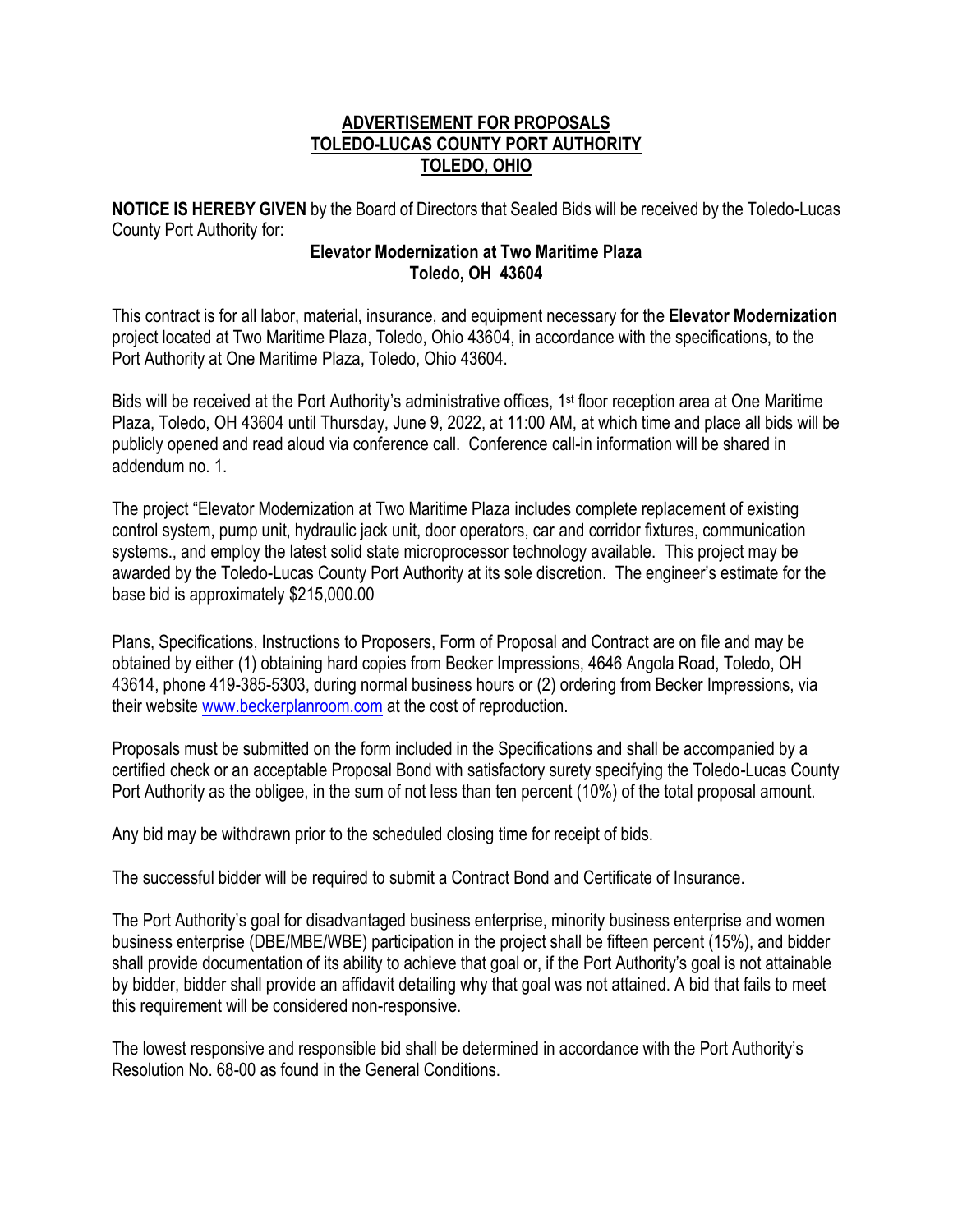# ADVERTISEMENT FOR PROPOSALS
# TOLEDO-LUCAS COUNTY PORT AUTHORITY
# TOLEDO, OHIO

**NOTICE IS HEREBY GIVEN** by the Board of Directors that Sealed Bids will be received by the Toledo-Lucas County Port Authority for:

**Elevator Modernization at Two Maritime Plaza**
**Toledo, OH 43604**

This contract is for all labor, material, insurance, and equipment necessary for the **Elevator Modernization** project located at Two Maritime Plaza, Toledo, Ohio 43604, in accordance with the specifications, to the Port Authority at One Maritime Plaza, Toledo, Ohio 43604.

Bids will be received at the Port Authority's administrative offices, 1st floor reception area at One Maritime Plaza, Toledo, OH 43604 until Thursday, June 9, 2022, at 11:00 AM, at which time and place all bids will be publicly opened and read aloud via conference call. Conference call-in information will be shared in addendum no. 1.

The project "Elevator Modernization at Two Maritime Plaza includes complete replacement of existing control system, pump unit, hydraulic jack unit, door operators, car and corridor fixtures, communication systems., and employ the latest solid state microprocessor technology available. This project may be awarded by the Toledo-Lucas County Port Authority at its sole discretion. The engineer's estimate for the base bid is approximately $215,000.00

Plans, Specifications, Instructions to Proposers, Form of Proposal and Contract are on file and may be obtained by either (1) obtaining hard copies from Becker Impressions, 4646 Angola Road, Toledo, OH 43614, phone 419-385-5303, during normal business hours or (2) ordering from Becker Impressions, via their website www.beckerplanroom.com at the cost of reproduction.

Proposals must be submitted on the form included in the Specifications and shall be accompanied by a certified check or an acceptable Proposal Bond with satisfactory surety specifying the Toledo-Lucas County Port Authority as the obligee, in the sum of not less than ten percent (10%) of the total proposal amount.

Any bid may be withdrawn prior to the scheduled closing time for receipt of bids.

The successful bidder will be required to submit a Contract Bond and Certificate of Insurance.

The Port Authority's goal for disadvantaged business enterprise, minority business enterprise and women business enterprise (DBE/MBE/WBE) participation in the project shall be fifteen percent (15%), and bidder shall provide documentation of its ability to achieve that goal or, if the Port Authority's goal is not attainable by bidder, bidder shall provide an affidavit detailing why that goal was not attained. A bid that fails to meet this requirement will be considered non-responsive.

The lowest responsive and responsible bid shall be determined in accordance with the Port Authority's Resolution No. 68-00 as found in the General Conditions.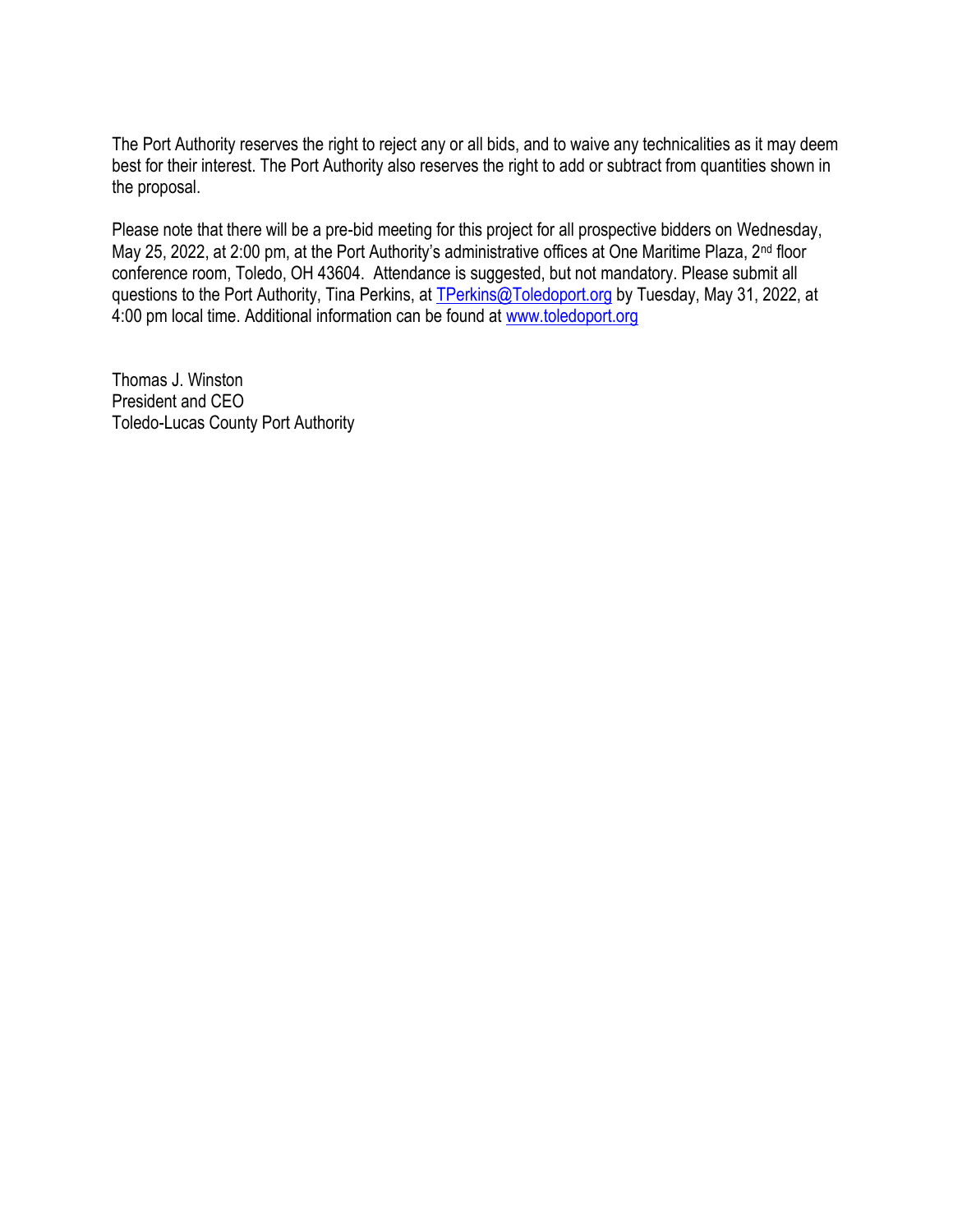The Port Authority reserves the right to reject any or all bids, and to waive any technicalities as it may deem best for their interest. The Port Authority also reserves the right to add or subtract from quantities shown in the proposal.

Please note that there will be a pre-bid meeting for this project for all prospective bidders on Wednesday, May 25, 2022, at 2:00 pm, at the Port Authority's administrative offices at One Maritime Plaza, 2nd floor conference room, Toledo, OH 43604. Attendance is suggested, but not mandatory. Please submit all questions to the Port Authority, Tina Perkins, at TPerkins@Toledoport.org by Tuesday, May 31, 2022, at 4:00 pm local time. Additional information can be found at www.toledoport.org

Thomas J. Winston
President and CEO
Toledo-Lucas County Port Authority